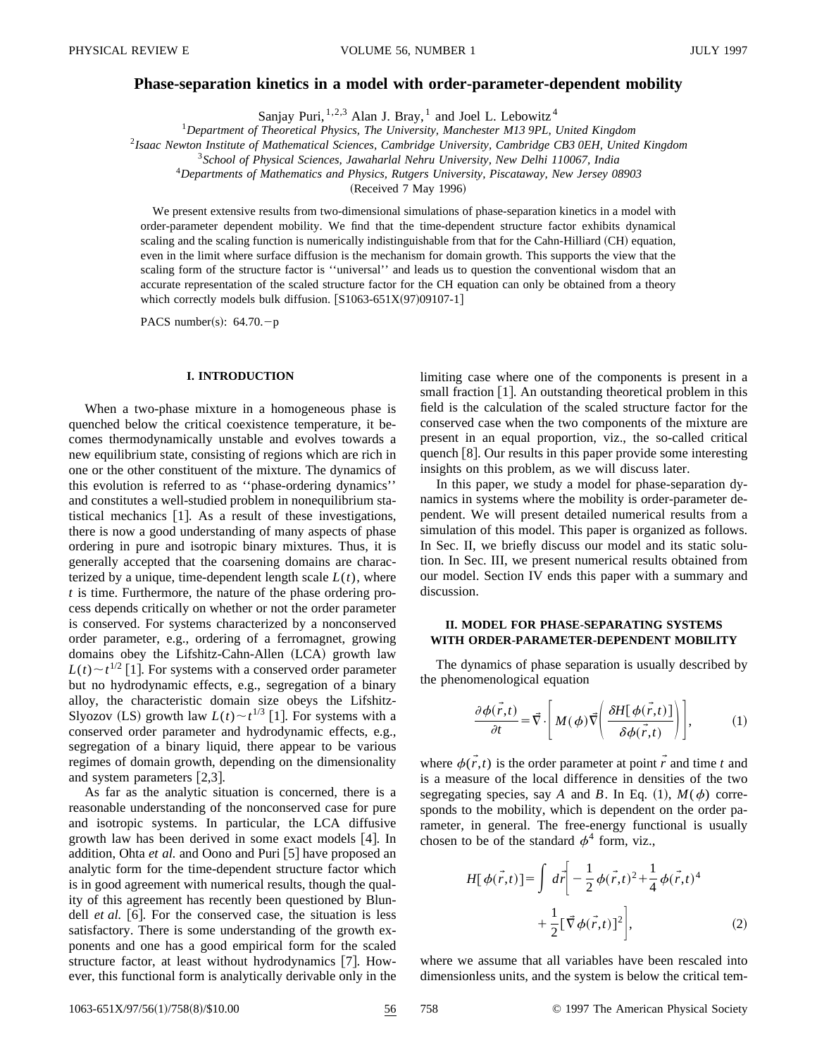# Phase-separation kinetics in a model with order-parameter-dependent mobility

Sanjay Puri,[1,2,3] Alan J. Bray,[1] and Joel L. Lebowitz[4]

[1]*Department of Theoretical Physics, The University, Manchester M13 9PL, United Kingdom*
[2]*Isaac Newton Institute of Mathematical Sciences, Cambridge University, Cambridge CB3 0EH, United Kingdom*
[3]*School of Physical Sciences, Jawaharlal Nehru University, New Delhi 110067, India*
[4]*Departments of Mathematics and Physics, Rutgers University, Piscataway, New Jersey 08903*

(Received 7 May 1996)

We present extensive results from two-dimensional simulations of phase-separation kinetics in a model with order-parameter dependent mobility. We find that the time-dependent structure factor exhibits dynamical scaling and the scaling function is numerically indistinguishable from that for the Cahn-Hilliard (CH) equation, even in the limit where surface diffusion is the mechanism for domain growth. This supports the view that the scaling form of the structure factor is ''universal'' and leads us to question the conventional wisdom that an accurate representation of the scaled structure factor for the CH equation can only be obtained from a theory which correctly models bulk diffusion. [S1063-651X(97)09107-1]

PACS number(s): 64.70.−p

## I. INTRODUCTION

When a two-phase mixture in a homogeneous phase is quenched below the critical coexistence temperature, it becomes thermodynamically unstable and evolves towards a new equilibrium state, consisting of regions which are rich in one or the other constituent of the mixture. The dynamics of this evolution is referred to as ''phase-ordering dynamics'' and constitutes a well-studied problem in nonequilibrium statistical mechanics [1]. As a result of these investigations, there is now a good understanding of many aspects of phase ordering in pure and isotropic binary mixtures. Thus, it is generally accepted that the coarsening domains are characterized by a unique, time-dependent length scale $L(t)$, where $t$ is time. Furthermore, the nature of the phase ordering process depends critically on whether or not the order parameter is conserved. For systems characterized by a nonconserved order parameter, e.g., ordering of a ferromagnet, growing domains obey the Lifshitz-Cahn-Allen (LCA) growth law $L(t)\sim t^{1/2}$ [1]. For systems with a conserved order parameter but no hydrodynamic effects, e.g., segregation of a binary alloy, the characteristic domain size obeys the Lifshitz-Slyozov (LS) growth law $L(t)\sim t^{1/3}$ [1]. For systems with a conserved order parameter and hydrodynamic effects, e.g., segregation of a binary liquid, there appear to be various regimes of domain growth, depending on the dimensionality and system parameters [2,3].

As far as the analytic situation is concerned, there is a reasonable understanding of the nonconserved case for pure and isotropic systems. In particular, the LCA diffusive growth law has been derived in some exact models [4]. In addition, Ohta *et al.* and Oono and Puri [5] have proposed an analytic form for the time-dependent structure factor which is in good agreement with numerical results, though the quality of this agreement has recently been questioned by Blundell *et al.* [6]. For the conserved case, the situation is less satisfactory. There is some understanding of the growth exponents and one has a good empirical form for the scaled structure factor, at least without hydrodynamics [7]. However, this functional form is analytically derivable only in the limiting case where one of the components is present in a small fraction [1]. An outstanding theoretical problem in this field is the calculation of the scaled structure factor for the conserved case when the two components of the mixture are present in an equal proportion, viz., the so-called critical quench [8]. Our results in this paper provide some interesting insights on this problem, as we will discuss later.

In this paper, we study a model for phase-separation dynamics in systems where the mobility is order-parameter dependent. We will present detailed numerical results from a simulation of this model. This paper is organized as follows. In Sec. II, we briefly discuss our model and its static solution. In Sec. III, we present numerical results obtained from our model. Section IV ends this paper with a summary and discussion.

## II. MODEL FOR PHASE-SEPARATING SYSTEMS WITH ORDER-PARAMETER-DEPENDENT MOBILITY

The dynamics of phase separation is usually described by the phenomenological equation

$$\frac{\partial \phi(\vec{r},t)}{\partial t}=\vec{\nabla}\cdot\left[M(\phi)\vec{\nabla}\left(\frac{\delta H[\phi(\vec{r},t)]}{\delta\phi(\vec{r},t)}\right)\right], \tag{1}$$

where $\phi(\vec{r},t)$ is the order parameter at point $\vec{r}$ and time $t$ and is a measure of the local difference in densities of the two segregating species, say $A$ and $B$. In Eq. (1), $M(\phi)$ corresponds to the mobility, which is dependent on the order parameter, in general. The free-energy functional is usually chosen to be of the standard $\phi^4$ form, viz.,

$$H[\phi(\vec{r},t)]=\int d\vec{r}\left[-\frac{1}{2}\phi(\vec{r},t)^2+\frac{1}{4}\phi(\vec{r},t)^4+\frac{1}{2}[\vec{\nabla}\phi(\vec{r},t)]^2\right], \tag{2}$$

where we assume that all variables have been rescaled into dimensionless units, and the system is below the critical tem-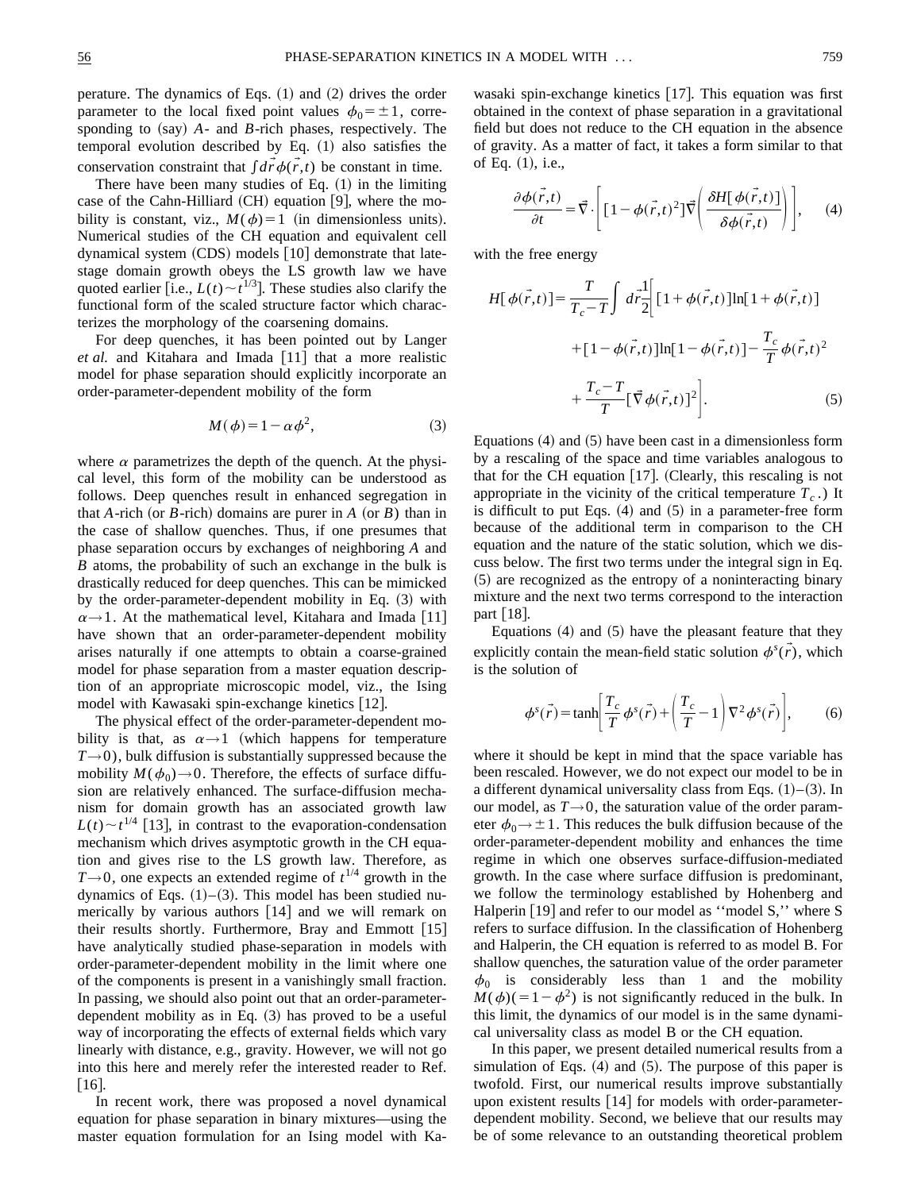perature. The dynamics of Eqs. (1) and (2) drives the order parameter to the local fixed point values $\phi_0 = \pm 1$, corresponding to (say) $A$- and $B$-rich phases, respectively. The temporal evolution described by Eq. (1) also satisfies the conservation constraint that $\int d\vec{r}\,\phi(\vec{r},t)$ be constant in time.

There have been many studies of Eq. (1) in the limiting case of the Cahn-Hilliard (CH) equation [9], where the mobility is constant, viz., $M(\phi)=1$ (in dimensionless units). Numerical studies of the CH equation and equivalent cell dynamical system (CDS) models [10] demonstrate that late-stage domain growth obeys the LS growth law we have quoted earlier [i.e., $L(t) \sim t^{1/3}$]. These studies also clarify the functional form of the scaled structure factor which characterizes the morphology of the coarsening domains.

For deep quenches, it has been pointed out by Langer *et al.* and Kitahara and Imada [11] that a more realistic model for phase separation should explicitly incorporate an order-parameter-dependent mobility of the form

$$M(\phi) = 1 - \alpha \phi^2, \tag{3}$$

where $\alpha$ parametrizes the depth of the quench. At the physical level, this form of the mobility can be understood as follows. Deep quenches result in enhanced segregation in that $A$-rich (or $B$-rich) domains are purer in $A$ (or $B$) than in the case of shallow quenches. Thus, if one presumes that phase separation occurs by exchanges of neighboring $A$ and $B$ atoms, the probability of such an exchange in the bulk is drastically reduced for deep quenches. This can be mimicked by the order-parameter-dependent mobility in Eq. (3) with $\alpha \to 1$. At the mathematical level, Kitahara and Imada [11] have shown that an order-parameter-dependent mobility arises naturally if one attempts to obtain a coarse-grained model for phase separation from a master equation description of an appropriate microscopic model, viz., the Ising model with Kawasaki spin-exchange kinetics [12].

The physical effect of the order-parameter-dependent mobility is that, as $\alpha \to 1$ (which happens for temperature $T \to 0$), bulk diffusion is substantially suppressed because the mobility $M(\phi_0) \to 0$. Therefore, the effects of surface diffusion are relatively enhanced. The surface-diffusion mechanism for domain growth has an associated growth law $L(t) \sim t^{1/4}$ [13], in contrast to the evaporation-condensation mechanism which drives asymptotic growth in the CH equation and gives rise to the LS growth law. Therefore, as $T \to 0$, one expects an extended regime of $t^{1/4}$ growth in the dynamics of Eqs. (1)–(3). This model has been studied numerically by various authors [14] and we will remark on their results shortly. Furthermore, Bray and Emmott [15] have analytically studied phase-separation in models with order-parameter-dependent mobility in the limit where one of the components is present in a vanishingly small fraction. In passing, we should also point out that an order-parameter-dependent mobility as in Eq. (3) has proved to be a useful way of incorporating the effects of external fields which vary linearly with distance, e.g., gravity. However, we will not go into this here and merely refer the interested reader to Ref. [16].

In recent work, there was proposed a novel dynamical equation for phase separation in binary mixtures—using the master equation formulation for an Ising model with Kawasaki spin-exchange kinetics [17]. This equation was first obtained in the context of phase separation in a gravitational field but does not reduce to the CH equation in the absence of gravity. As a matter of fact, it takes a form similar to that of Eq. (1), i.e.,

$$\frac{\partial \phi(\vec{r},t)}{\partial t} = \vec{\nabla} \cdot \left[ [1-\phi(\vec{r},t)^2] \vec{\nabla} \left( \frac{\delta H[\phi(\vec{r},t)]}{\delta \phi(\vec{r},t)} \right) \right], \tag{4}$$

with the free energy

$$\begin{aligned} H[\phi(\vec{r},t)] = \frac{T}{T_c - T} \int d\vec{r} \frac{1}{2} \Big[ & [1+\phi(\vec{r},t)] \ln[1+\phi(\vec{r},t)] \\ & + [1-\phi(\vec{r},t)] \ln[1-\phi(\vec{r},t)] - \frac{T_c}{T} \phi(\vec{r},t)^2 \\ & + \frac{T_c - T}{T} [\vec{\nabla} \phi(\vec{r},t)]^2 \Big]. \end{aligned} \tag{5}$$

Equations (4) and (5) have been cast in a dimensionless form by a rescaling of the space and time variables analogous to that for the CH equation [17]. (Clearly, this rescaling is not appropriate in the vicinity of the critical temperature $T_c$.) It is difficult to put Eqs. (4) and (5) in a parameter-free form because of the additional term in comparison to the CH equation and the nature of the static solution, which we discuss below. The first two terms under the integral sign in Eq. (5) are recognized as the entropy of a noninteracting binary mixture and the next two terms correspond to the interaction part [18].

Equations (4) and (5) have the pleasant feature that they explicitly contain the mean-field static solution $\phi^s(\vec{r})$, which is the solution of

$$\phi^s(\vec{r}) = \tanh\left[ \frac{T_c}{T} \phi^s(\vec{r}) + \left( \frac{T_c}{T} - 1 \right) \nabla^2 \phi^s(\vec{r}) \right], \tag{6}$$

where it should be kept in mind that the space variable has been rescaled. However, we do not expect our model to be in a different dynamical universality class from Eqs. (1)–(3). In our model, as $T \to 0$, the saturation value of the order parameter $\phi_0 \to \pm 1$. This reduces the bulk diffusion because of the order-parameter-dependent mobility and enhances the time regime in which one observes surface-diffusion-mediated growth. In the case where surface diffusion is predominant, we follow the terminology established by Hohenberg and Halperin [19] and refer to our model as "model S," where S refers to surface diffusion. In the classification of Hohenberg and Halperin, the CH equation is referred to as model B. For shallow quenches, the saturation value of the order parameter $\phi_0$ is considerably less than 1 and the mobility $M(\phi)(=1-\phi^2)$ is not significantly reduced in the bulk. In this limit, the dynamics of our model is in the same dynamical universality class as model B or the CH equation.

In this paper, we present detailed numerical results from a simulation of Eqs. (4) and (5). The purpose of this paper is twofold. First, our numerical results improve substantially upon existent results [14] for models with order-parameter-dependent mobility. Second, we believe that our results may be of some relevance to an outstanding theoretical problem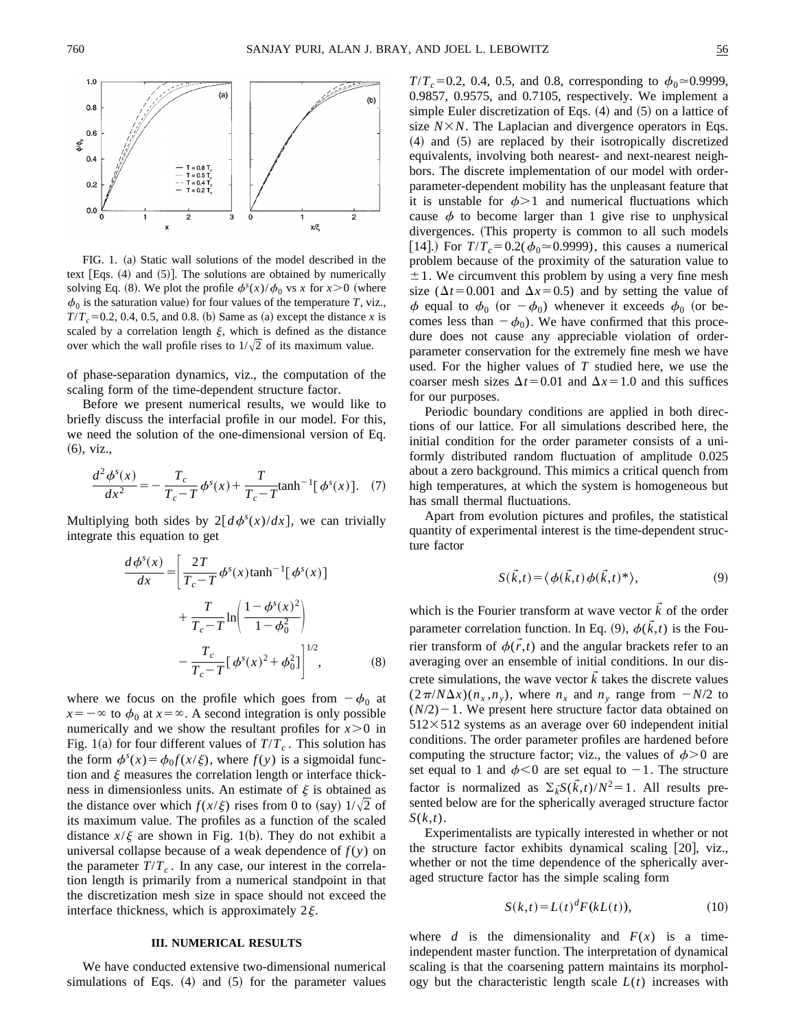FIG. 1. (a) Static wall solutions of the model described in the text [Eqs. (4) and (5)]. The solutions are obtained by numerically solving Eq. (8). We plot the profile $\phi^s(x)/\phi_0$ vs $x$ for $x>0$ (where $\phi_0$ is the saturation value) for four values of the temperature $T$, viz., $T/T_c=0.2$, 0.4, 0.5, and 0.8. (b) Same as (a) except the distance $x$ is scaled by a correlation length $\xi$, which is defined as the distance over which the wall profile rises to $1/\sqrt{2}$ of its maximum value.

of phase-separation dynamics, viz., the computation of the scaling form of the time-dependent structure factor.

Before we present numerical results, we would like to briefly discuss the interfacial profile in our model. For this, we need the solution of the one-dimensional version of Eq. (6), viz.,

$$\frac{d^2\phi^s(x)}{dx^2} = -\frac{T_c}{T_c-T}\phi^s(x) + \frac{T}{T_c-T}\tanh^{-1}[\phi^s(x)]. \quad (7)$$

Multiplying both sides by $2[d\phi^s(x)/dx]$, we can trivially integrate this equation to get

$$\frac{d\phi^s(x)}{dx} = \left[\frac{2T}{T_c-T}\phi^s(x)\tanh^{-1}[\phi^s(x)] + \frac{T}{T_c-T}\ln\left(\frac{1-\phi^s(x)^2}{1-\phi_0^2}\right) - \frac{T_c}{T_c-T}[\phi^s(x)^2+\phi_0^2]\right]^{1/2}, \quad (8)$$

where we focus on the profile which goes from $-\phi_0$ at $x=-\infty$ to $\phi_0$ at $x=\infty$. A second integration is only possible numerically and we show the resultant profiles for $x>0$ in Fig. 1(a) for four different values of $T/T_c$. This solution has the form $\phi^s(x)=\phi_0 f(x/\xi)$, where $f(y)$ is a sigmoidal function and $\xi$ measures the correlation length or interface thickness in dimensionless units. An estimate of $\xi$ is obtained as the distance over which $f(x/\xi)$ rises from 0 to (say) $1/\sqrt{2}$ of its maximum value. The profiles as a function of the scaled distance $x/\xi$ are shown in Fig. 1(b). They do not exhibit a universal collapse because of a weak dependence of $f(y)$ on the parameter $T/T_c$. In any case, our interest in the correlation length is primarily from a numerical standpoint in that the discretization mesh size in space should not exceed the interface thickness, which is approximately $2\xi$.

## III. NUMERICAL RESULTS

We have conducted extensive two-dimensional numerical simulations of Eqs. (4) and (5) for the parameter values $T/T_c=0.2$, 0.4, 0.5, and 0.8, corresponding to $\phi_0\simeq 0.9999$, 0.9857, 0.9575, and 0.7105, respectively. We implement a simple Euler discretization of Eqs. (4) and (5) on a lattice of size $N\times N$. The Laplacian and divergence operators in Eqs. (4) and (5) are replaced by their isotropically discretized equivalents, involving both nearest- and next-nearest neighbors. The discrete implementation of our model with order-parameter-dependent mobility has the unpleasant feature that it is unstable for $\phi>1$ and numerical fluctuations which cause $\phi$ to become larger than 1 give rise to unphysical divergences. (This property is common to all such models [14].) For $T/T_c=0.2(\phi_0\simeq 0.9999)$, this causes a numerical problem because of the proximity of the saturation value to $\pm 1$. We circumvent this problem by using a very fine mesh size ($\Delta t=0.001$ and $\Delta x=0.5$) and by setting the value of $\phi$ equal to $\phi_0$ (or $-\phi_0$) whenever it exceeds $\phi_0$ (or becomes less than $-\phi_0$). We have confirmed that this procedure does not cause any appreciable violation of order-parameter conservation for the extremely fine mesh we have used. For the higher values of $T$ studied here, we use the coarser mesh sizes $\Delta t=0.01$ and $\Delta x=1.0$ and this suffices for our purposes.

Periodic boundary conditions are applied in both directions of our lattice. For all simulations described here, the initial condition for the order parameter consists of a uniformly distributed random fluctuation of amplitude 0.025 about a zero background. This mimics a critical quench from high temperatures, at which the system is homogeneous but has small thermal fluctuations.

Apart from evolution pictures and profiles, the statistical quantity of experimental interest is the time-dependent structure factor

$$S(\vec{k},t) = \langle \phi(\vec{k},t)\phi(\vec{k},t)^*\rangle, \quad (9)$$

which is the Fourier transform at wave vector $\vec{k}$ of the order parameter correlation function. In Eq. (9), $\phi(\vec{k},t)$ is the Fourier transform of $\phi(\vec{r},t)$ and the angular brackets refer to an averaging over an ensemble of initial conditions. In our discrete simulations, the wave vector $\vec{k}$ takes the discrete values $(2\pi/N\Delta x)(n_x,n_y)$, where $n_x$ and $n_y$ range from $-N/2$ to $(N/2)-1$. We present here structure factor data obtained on $512\times 512$ systems as an average over 60 independent initial conditions. The order parameter profiles are hardened before computing the structure factor; viz., the values of $\phi>0$ are set equal to 1 and $\phi<0$ are set equal to $-1$. The structure factor is normalized as $\Sigma_{\vec{k}}S(\vec{k},t)/N^2=1$. All results presented below are for the spherically averaged structure factor $S(k,t)$.

Experimentalists are typically interested in whether or not the structure factor exhibits dynamical scaling [20], viz., whether or not the time dependence of the spherically averaged structure factor has the simple scaling form

$$S(k,t) = L(t)^d F(kL(t)), \quad (10)$$

where $d$ is the dimensionality and $F(x)$ is a time-independent master function. The interpretation of dynamical scaling is that the coarsening pattern maintains its morphology but the characteristic length scale $L(t)$ increases with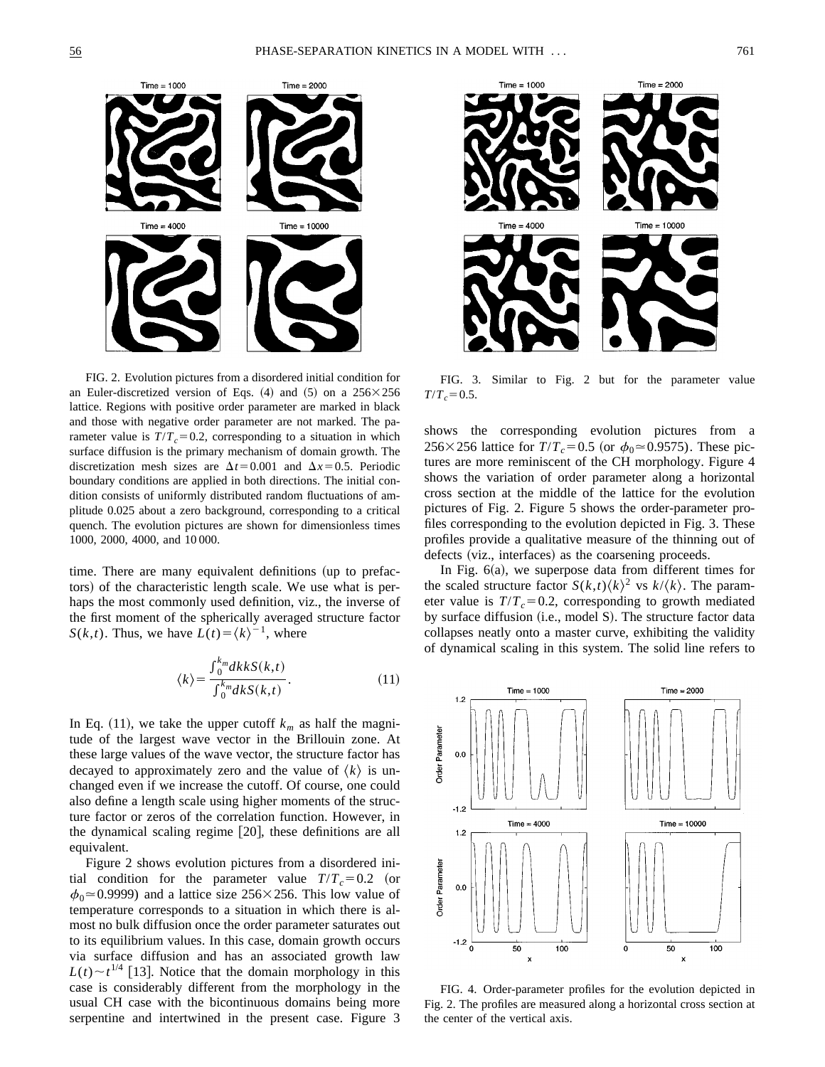FIG. 2. Evolution pictures from a disordered initial condition for an Euler-discretized version of Eqs. (4) and (5) on a $256\times256$ lattice. Regions with positive order parameter are marked in black and those with negative order parameter are not marked. The parameter value is $T/T_c=0.2$, corresponding to a situation in which surface diffusion is the primary mechanism of domain growth. The discretization mesh sizes are $\Delta t=0.001$ and $\Delta x=0.5$. Periodic boundary conditions are applied in both directions. The initial condition consists of uniformly distributed random fluctuations of amplitude 0.025 about a zero background, corresponding to a critical quench. The evolution pictures are shown for dimensionless times 1000, 2000, 4000, and 10 000.

time. There are many equivalent definitions (up to prefactors) of the characteristic length scale. We use what is perhaps the most commonly used definition, viz., the inverse of the first moment of the spherically averaged structure factor $S(k,t)$. Thus, we have $L(t)=\langle k\rangle^{-1}$, where

$$\langle k\rangle=\frac{\int_0^{k_m}dk k S(k,t)}{\int_0^{k_m}dk S(k,t)}. \tag{11}$$

In Eq. (11), we take the upper cutoff $k_m$ as half the magnitude of the largest wave vector in the Brillouin zone. At these large values of the wave vector, the structure factor has decayed to approximately zero and the value of $\langle k\rangle$ is unchanged even if we increase the cutoff. Of course, one could also define a length scale using higher moments of the structure factor or zeros of the correlation function. However, in the dynamical scaling regime [20], these definitions are all equivalent.

Figure 2 shows evolution pictures from a disordered initial condition for the parameter value $T/T_c=0.2$ (or $\phi_0\simeq0.9999$) and a lattice size $256\times256$. This low value of temperature corresponds to a situation in which there is almost no bulk diffusion once the order parameter saturates out to its equilibrium values. In this case, domain growth occurs via surface diffusion and has an associated growth law $L(t)\sim t^{1/4}$ [13]. Notice that the domain morphology in this case is considerably different from the morphology in the usual CH case with the bicontinuous domains being more serpentine and intertwined in the present case. Figure 3 shows the corresponding evolution pictures from a $256\times256$ lattice for $T/T_c=0.5$ (or $\phi_0\simeq0.9575$). These pictures are more reminiscent of the CH morphology. Figure 4 shows the variation of order parameter along a horizontal cross section at the middle of the lattice for the evolution pictures of Fig. 2. Figure 5 shows the order-parameter profiles corresponding to the evolution depicted in Fig. 3. These profiles provide a qualitative measure of the thinning out of defects (viz., interfaces) as the coarsening proceeds.

FIG. 3. Similar to Fig. 2 but for the parameter value $T/T_c=0.5$.

In Fig. 6(a), we superpose data from different times for the scaled structure factor $S(k,t)\langle k\rangle^2$ vs $k/\langle k\rangle$. The parameter value is $T/T_c=0.2$, corresponding to growth mediated by surface diffusion (i.e., model S). The structure factor data collapses neatly onto a master curve, exhibiting the validity of dynamical scaling in this system. The solid line refers to

FIG. 4. Order-parameter profiles for the evolution depicted in Fig. 2. The profiles are measured along a horizontal cross section at the center of the vertical axis.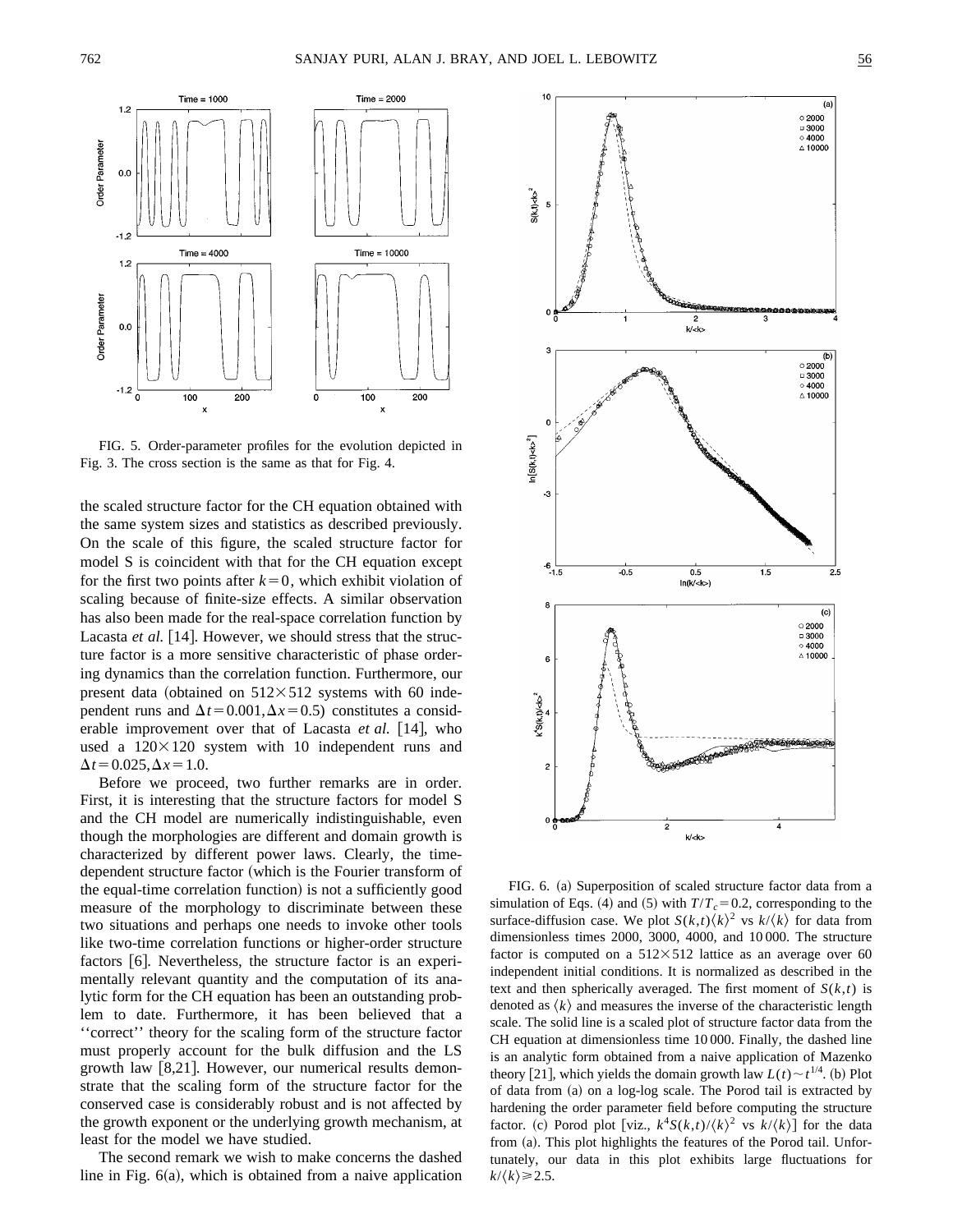FIG. 5. Order-parameter profiles for the evolution depicted in Fig. 3. The cross section is the same as that for Fig. 4.

the scaled structure factor for the CH equation obtained with the same system sizes and statistics as described previously. On the scale of this figure, the scaled structure factor for model S is coincident with that for the CH equation except for the first two points after $k=0$, which exhibit violation of scaling because of finite-size effects. A similar observation has also been made for the real-space correlation function by Lacasta *et al.* [14]. However, we should stress that the structure factor is a more sensitive characteristic of phase ordering dynamics than the correlation function. Furthermore, our present data (obtained on $512\times512$ systems with 60 independent runs and $\Delta t=0.001, \Delta x=0.5$) constitutes a considerable improvement over that of Lacasta *et al.* [14], who used a $120\times120$ system with 10 independent runs and $\Delta t=0.025, \Delta x=1.0$.

Before we proceed, two further remarks are in order. First, it is interesting that the structure factors for model S and the CH model are numerically indistinguishable, even though the morphologies are different and domain growth is characterized by different power laws. Clearly, the time-dependent structure factor (which is the Fourier transform of the equal-time correlation function) is not a sufficiently good measure of the morphology to discriminate between these two situations and perhaps one needs to invoke other tools like two-time correlation functions or higher-order structure factors [6]. Nevertheless, the structure factor is an experimentally relevant quantity and the computation of its analytic form for the CH equation has been an outstanding problem to date. Furthermore, it has been believed that a ''correct'' theory for the scaling form of the structure factor must properly account for the bulk diffusion and the LS growth law [8,21]. However, our numerical results demonstrate that the scaling form of the structure factor for the conserved case is considerably robust and is not affected by the growth exponent or the underlying growth mechanism, at least for the model we have studied.

The second remark we wish to make concerns the dashed line in Fig. 6(a), which is obtained from a naive application

FIG. 6. (a) Superposition of scaled structure factor data from a simulation of Eqs. (4) and (5) with $T/T_c=0.2$, corresponding to the surface-diffusion case. We plot $S(k,t)\langle k\rangle^2$ vs $k/\langle k\rangle$ for data from dimensionless times 2000, 3000, 4000, and 10 000. The structure factor is computed on a $512\times512$ lattice as an average over 60 independent initial conditions. It is normalized as described in the text and then spherically averaged. The first moment of $S(k,t)$ is denoted as $\langle k\rangle$ and measures the inverse of the characteristic length scale. The solid line is a scaled plot of structure factor data from the CH equation at dimensionless time 10 000. Finally, the dashed line is an analytic form obtained from a naive application of Mazenko theory [21], which yields the domain growth law $L(t)\sim t^{1/4}$. (b) Plot of data from (a) on a log-log scale. The Porod tail is extracted by hardening the order parameter field before computing the structure factor. (c) Porod plot [viz., $k^4S(k,t)/\langle k\rangle^2$ vs $k/\langle k\rangle$] for the data from (a). This plot highlights the features of the Porod tail. Unfortunately, our data in this plot exhibits large fluctuations for $k/\langle k\rangle \geq 2.5$.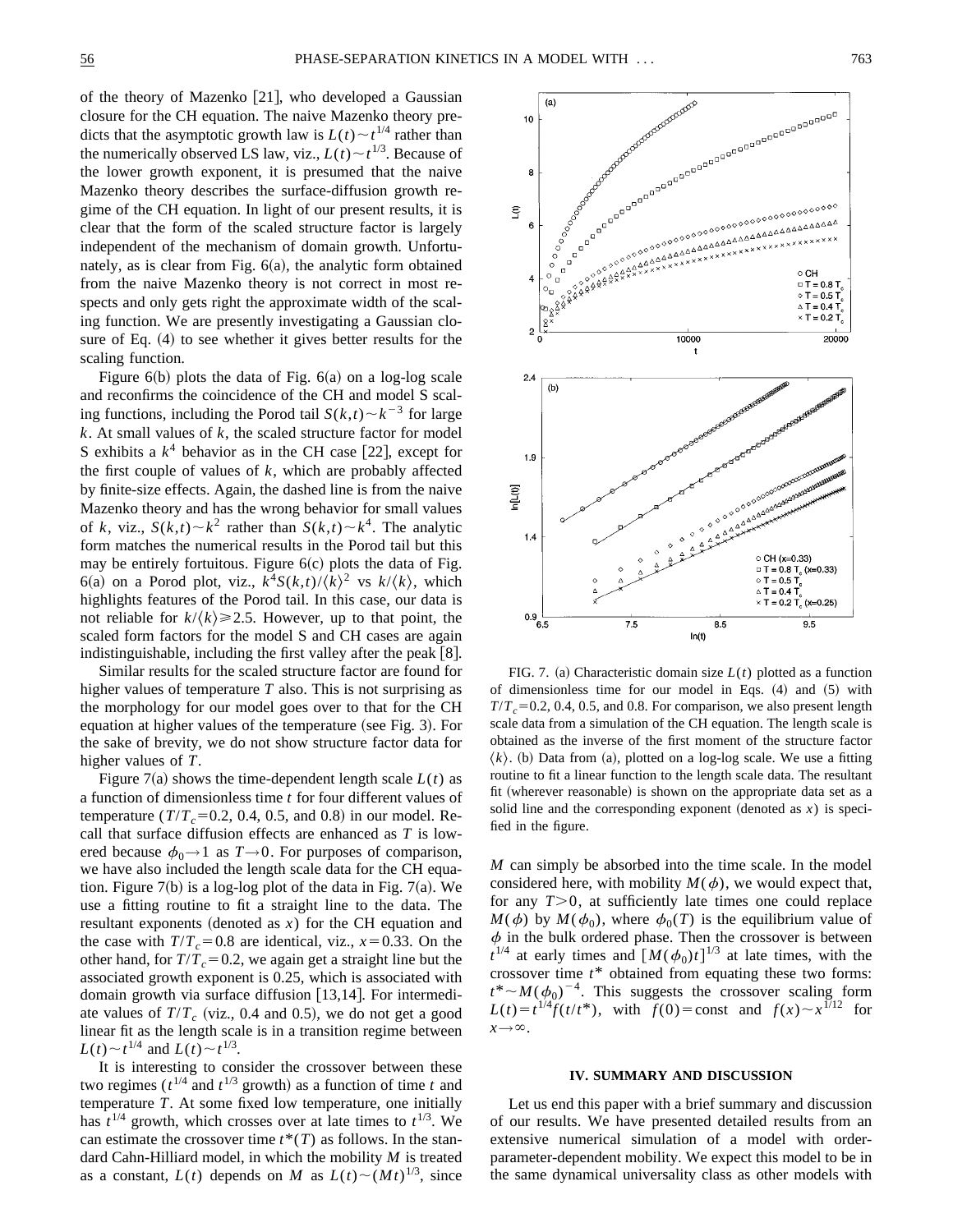of the theory of Mazenko [21], who developed a Gaussian closure for the CH equation. The naive Mazenko theory predicts that the asymptotic growth law is $L(t) \sim t^{1/4}$ rather than the numerically observed LS law, viz., $L(t) \sim t^{1/3}$. Because of the lower growth exponent, it is presumed that the naive Mazenko theory describes the surface-diffusion growth regime of the CH equation. In light of our present results, it is clear that the form of the scaled structure factor is largely independent of the mechanism of domain growth. Unfortunately, as is clear from Fig. 6(a), the analytic form obtained from the naive Mazenko theory is not correct in most respects and only gets right the approximate width of the scaling function. We are presently investigating a Gaussian closure of Eq. (4) to see whether it gives better results for the scaling function.

Figure 6(b) plots the data of Fig. 6(a) on a log-log scale and reconfirms the coincidence of the CH and model S scaling functions, including the Porod tail $S(k,t) \sim k^{-3}$ for large $k$. At small values of $k$, the scaled structure factor for model S exhibits a $k^4$ behavior as in the CH case [22], except for the first couple of values of $k$, which are probably affected by finite-size effects. Again, the dashed line is from the naive Mazenko theory and has the wrong behavior for small values of $k$, viz., $S(k,t) \sim k^2$ rather than $S(k,t) \sim k^4$. The analytic form matches the numerical results in the Porod tail but this may be entirely fortuitous. Figure 6(c) plots the data of Fig. 6(a) on a Porod plot, viz., $k^4 S(k,t)/\langle k \rangle^2$ vs $k/\langle k \rangle$, which highlights features of the Porod tail. In this case, our data is not reliable for $k/\langle k \rangle \geqslant 2.5$. However, up to that point, the scaled form factors for the model S and CH cases are again indistinguishable, including the first valley after the peak [8].

Similar results for the scaled structure factor are found for higher values of temperature $T$ also. This is not surprising as the morphology for our model goes over to that for the CH equation at higher values of the temperature (see Fig. 3). For the sake of brevity, we do not show structure factor data for higher values of $T$.

Figure 7(a) shows the time-dependent length scale $L(t)$ as a function of dimensionless time $t$ for four different values of temperature ($T/T_c = 0.2$, 0.4, 0.5, and 0.8) in our model. Recall that surface diffusion effects are enhanced as $T$ is lowered because $\phi_0 \to 1$ as $T \to 0$. For purposes of comparison, we have also included the length scale data for the CH equation. Figure 7(b) is a log-log plot of the data in Fig. 7(a). We use a fitting routine to fit a straight line to the data. The resultant exponents (denoted as $x$) for the CH equation and the case with $T/T_c = 0.8$ are identical, viz., $x = 0.33$. On the other hand, for $T/T_c = 0.2$, we again get a straight line but the associated growth exponent is 0.25, which is associated with domain growth via surface diffusion [13,14]. For intermediate values of $T/T_c$ (viz., 0.4 and 0.5), we do not get a good linear fit as the length scale is in a transition regime between $L(t) \sim t^{1/4}$ and $L(t) \sim t^{1/3}$.

It is interesting to consider the crossover between these two regimes ($t^{1/4}$ and $t^{1/3}$ growth) as a function of time $t$ and temperature $T$. At some fixed low temperature, one initially has $t^{1/4}$ growth, which crosses over at late times to $t^{1/3}$. We can estimate the crossover time $t^*(T)$ as follows. In the standard Cahn-Hilliard model, in which the mobility $M$ is treated as a constant, $L(t)$ depends on $M$ as $L(t) \sim (Mt)^{1/3}$, since $M$ can simply be absorbed into the time scale. In the model considered here, with mobility $M(\phi)$, we would expect that, for any $T > 0$, at sufficiently late times one could replace $M(\phi)$ by $M(\phi_0)$, where $\phi_0(T)$ is the equilibrium value of $\phi$ in the bulk ordered phase. Then the crossover is between $t^{1/4}$ at early times and $[M(\phi_0)t]^{1/3}$ at late times, with the crossover time $t^*$ obtained from equating these two forms: $t^* \sim M(\phi_0)^{-4}$. This suggests the crossover scaling form $L(t) = t^{1/4} f(t/t^*)$, with $f(0) = \text{const}$ and $f(x) \sim x^{1/12}$ for $x \to \infty$.

FIG. 7. (a) Characteristic domain size $L(t)$ plotted as a function of dimensionless time for our model in Eqs. (4) and (5) with $T/T_c = 0.2$, 0.4, 0.5, and 0.8. For comparison, we also present length scale data from a simulation of the CH equation. The length scale is obtained as the inverse of the first moment of the structure factor $\langle k \rangle$. (b) Data from (a), plotted on a log-log scale. We use a fitting routine to fit a linear function to the length scale data. The resultant fit (wherever reasonable) is shown on the appropriate data set as a solid line and the corresponding exponent (denoted as $x$) is specified in the figure.

## IV. SUMMARY AND DISCUSSION

Let us end this paper with a brief summary and discussion of our results. We have presented detailed results from an extensive numerical simulation of a model with order-parameter-dependent mobility. We expect this model to be in the same dynamical universality class as other models with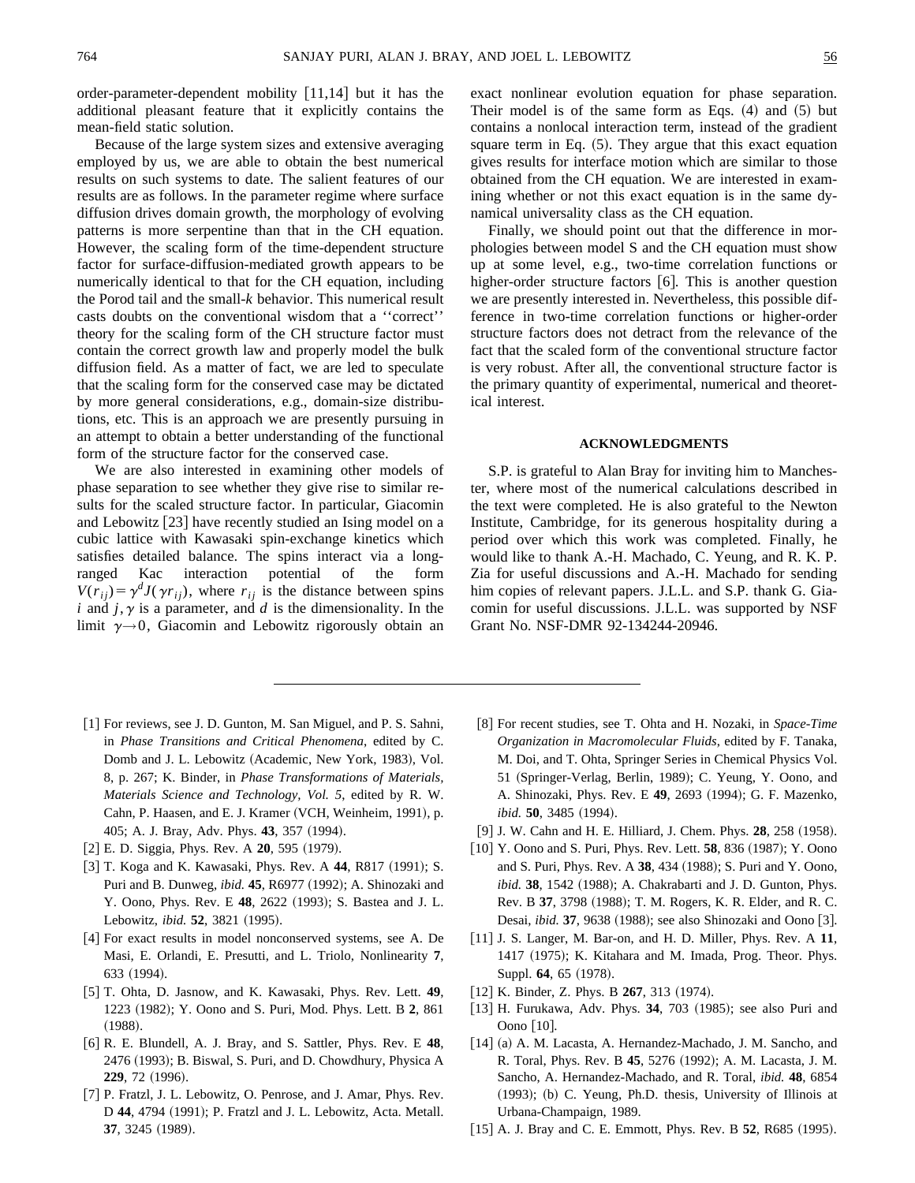order-parameter-dependent mobility [11,14] but it has the additional pleasant feature that it explicitly contains the mean-field static solution.

Because of the large system sizes and extensive averaging employed by us, we are able to obtain the best numerical results on such systems to date. The salient features of our results are as follows. In the parameter regime where surface diffusion drives domain growth, the morphology of evolving patterns is more serpentine than that in the CH equation. However, the scaling form of the time-dependent structure factor for surface-diffusion-mediated growth appears to be numerically identical to that for the CH equation, including the Porod tail and the small-$k$ behavior. This numerical result casts doubts on the conventional wisdom that a ''correct'' theory for the scaling form of the CH structure factor must contain the correct growth law and properly model the bulk diffusion field. As a matter of fact, we are led to speculate that the scaling form for the conserved case may be dictated by more general considerations, e.g., domain-size distributions, etc. This is an approach we are presently pursuing in an attempt to obtain a better understanding of the functional form of the structure factor for the conserved case.

We are also interested in examining other models of phase separation to see whether they give rise to similar results for the scaled structure factor. In particular, Giacomin and Lebowitz [23] have recently studied an Ising model on a cubic lattice with Kawasaki spin-exchange kinetics which satisfies detailed balance. The spins interact via a long-ranged Kac interaction potential of the form $V(r_{ij}) = \gamma^d J(\gamma r_{ij})$, where $r_{ij}$ is the distance between spins $i$ and $j$, $\gamma$ is a parameter, and $d$ is the dimensionality. In the limit $\gamma \to 0$, Giacomin and Lebowitz rigorously obtain an exact nonlinear evolution equation for phase separation. Their model is of the same form as Eqs. (4) and (5) but contains a nonlocal interaction term, instead of the gradient square term in Eq. (5). They argue that this exact equation gives results for interface motion which are similar to those obtained from the CH equation. We are interested in examining whether or not this exact equation is in the same dynamical universality class as the CH equation.

Finally, we should point out that the difference in morphologies between model S and the CH equation must show up at some level, e.g., two-time correlation functions or higher-order structure factors [6]. This is another question we are presently interested in. Nevertheless, this possible difference in two-time correlation functions or higher-order structure factors does not detract from the relevance of the fact that the scaled form of the conventional structure factor is very robust. After all, the conventional structure factor is the primary quantity of experimental, numerical and theoretical interest.

## ACKNOWLEDGMENTS

S.P. is grateful to Alan Bray for inviting him to Manchester, where most of the numerical calculations described in the text were completed. He is also grateful to the Newton Institute, Cambridge, for its generous hospitality during a period over which this work was completed. Finally, he would like to thank A.-H. Machado, C. Yeung, and R. K. P. Zia for useful discussions and A.-H. Machado for sending him copies of relevant papers. J.L.L. and S.P. thank G. Giacomin for useful discussions. J.L.L. was supported by NSF Grant No. NSF-DMR 92-134244-20946.

---

[1] For reviews, see J. D. Gunton, M. San Miguel, and P. S. Sahni, in *Phase Transitions and Critical Phenomena*, edited by C. Domb and J. L. Lebowitz (Academic, New York, 1983), Vol. 8, p. 267; K. Binder, in *Phase Transformations of Materials, Materials Science and Technology, Vol. 5*, edited by R. W. Cahn, P. Haasen, and E. J. Kramer (VCH, Weinheim, 1991), p. 405; A. J. Bray, Adv. Phys. **43**, 357 (1994).

[2] E. D. Siggia, Phys. Rev. A **20**, 595 (1979).

[3] T. Koga and K. Kawasaki, Phys. Rev. A **44**, R817 (1991); S. Puri and B. Dunweg, *ibid.* **45**, R6977 (1992); A. Shinozaki and Y. Oono, Phys. Rev. E **48**, 2622 (1993); S. Bastea and J. L. Lebowitz, *ibid.* **52**, 3821 (1995).

[4] For exact results in model nonconserved systems, see A. De Masi, E. Orlandi, E. Presutti, and L. Triolo, Nonlinearity **7**, 633 (1994).

[5] T. Ohta, D. Jasnow, and K. Kawasaki, Phys. Rev. Lett. **49**, 1223 (1982); Y. Oono and S. Puri, Mod. Phys. Lett. B **2**, 861 (1988).

[6] R. E. Blundell, A. J. Bray, and S. Sattler, Phys. Rev. E **48**, 2476 (1993); B. Biswal, S. Puri, and D. Chowdhury, Physica A **229**, 72 (1996).

[7] P. Fratzl, J. L. Lebowitz, O. Penrose, and J. Amar, Phys. Rev. D **44**, 4794 (1991); P. Fratzl and J. L. Lebowitz, Acta. Metall. **37**, 3245 (1989).

[8] For recent studies, see T. Ohta and H. Nozaki, in *Space-Time Organization in Macromolecular Fluids*, edited by F. Tanaka, M. Doi, and T. Ohta, Springer Series in Chemical Physics Vol. 51 (Springer-Verlag, Berlin, 1989); C. Yeung, Y. Oono, and A. Shinozaki, Phys. Rev. E **49**, 2693 (1994); G. F. Mazenko, *ibid.* **50**, 3485 (1994).

[9] J. W. Cahn and H. E. Hilliard, J. Chem. Phys. **28**, 258 (1958).

[10] Y. Oono and S. Puri, Phys. Rev. Lett. **58**, 836 (1987); Y. Oono and S. Puri, Phys. Rev. A **38**, 434 (1988); S. Puri and Y. Oono, *ibid.* **38**, 1542 (1988); A. Chakrabarti and J. D. Gunton, Phys. Rev. B **37**, 3798 (1988); T. M. Rogers, K. R. Elder, and R. C. Desai, *ibid.* **37**, 9638 (1988); see also Shinozaki and Oono [3].

[11] J. S. Langer, M. Bar-on, and H. D. Miller, Phys. Rev. A **11**, 1417 (1975); K. Kitahara and M. Imada, Prog. Theor. Phys. Suppl. **64**, 65 (1978).

[12] K. Binder, Z. Phys. B **267**, 313 (1974).

[13] H. Furukawa, Adv. Phys. **34**, 703 (1985); see also Puri and Oono [10].

[14] (a) A. M. Lacasta, A. Hernandez-Machado, J. M. Sancho, and R. Toral, Phys. Rev. B **45**, 5276 (1992); A. M. Lacasta, J. M. Sancho, A. Hernandez-Machado, and R. Toral, *ibid.* **48**, 6854 (1993); (b) C. Yeung, Ph.D. thesis, University of Illinois at Urbana-Champaign, 1989.

[15] A. J. Bray and C. E. Emmott, Phys. Rev. B **52**, R685 (1995).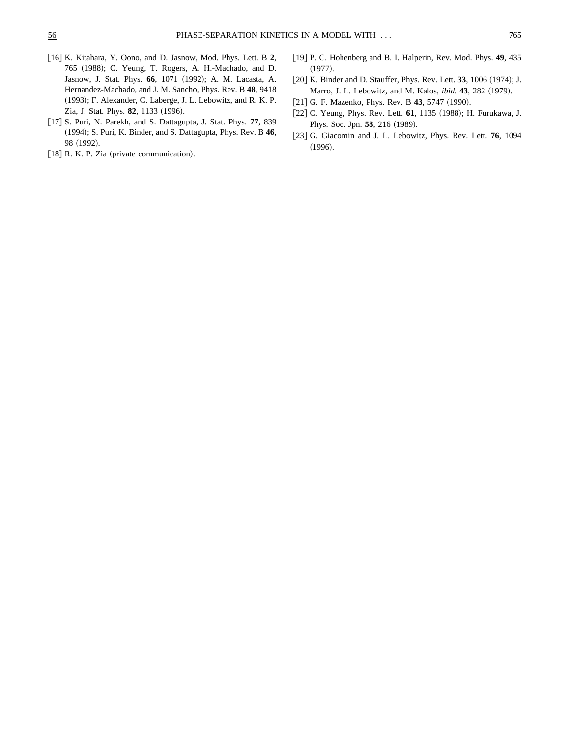[16] K. Kitahara, Y. Oono, and D. Jasnow, Mod. Phys. Lett. B **2**, 765 (1988); C. Yeung, T. Rogers, A. H.-Machado, and D. Jasnow, J. Stat. Phys. **66**, 1071 (1992); A. M. Lacasta, A. Hernandez-Machado, and J. M. Sancho, Phys. Rev. B **48**, 9418 (1993); F. Alexander, C. Laberge, J. L. Lebowitz, and R. K. P. Zia, J. Stat. Phys. **82**, 1133 (1996).

[17] S. Puri, N. Parekh, and S. Dattagupta, J. Stat. Phys. **77**, 839 (1994); S. Puri, K. Binder, and S. Dattagupta, Phys. Rev. B **46**, 98 (1992).

[18] R. K. P. Zia (private communication).

[19] P. C. Hohenberg and B. I. Halperin, Rev. Mod. Phys. **49**, 435 (1977).

[20] K. Binder and D. Stauffer, Phys. Rev. Lett. **33**, 1006 (1974); J. Marro, J. L. Lebowitz, and M. Kalos, *ibid.* **43**, 282 (1979).

[21] G. F. Mazenko, Phys. Rev. B **43**, 5747 (1990).

[22] C. Yeung, Phys. Rev. Lett. **61**, 1135 (1988); H. Furukawa, J. Phys. Soc. Jpn. **58**, 216 (1989).

[23] G. Giacomin and J. L. Lebowitz, Phys. Rev. Lett. **76**, 1094 (1996).